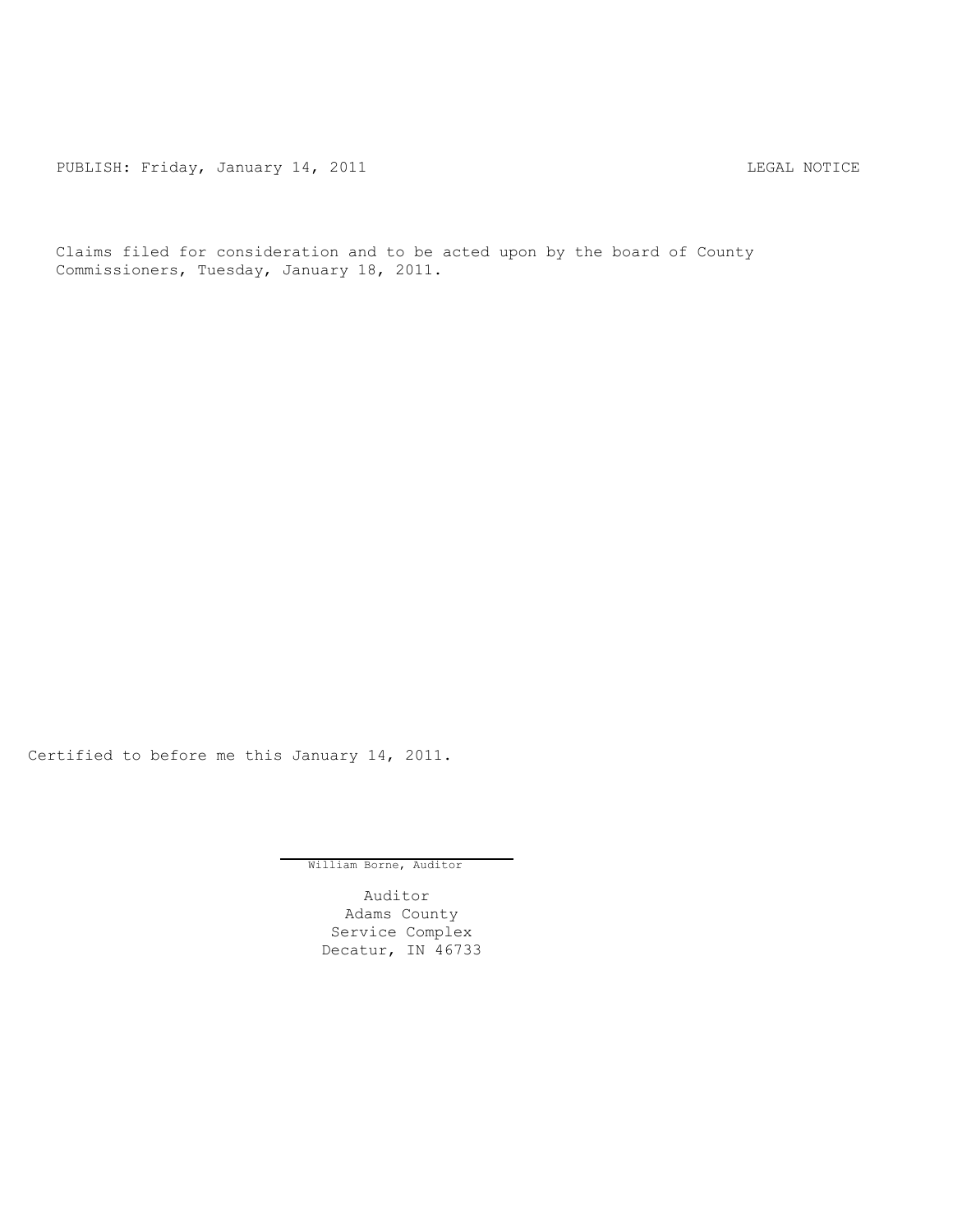PUBLISH: Friday, January 14, 2011 LEGAL NOTICE

Claims filed for consideration and to be acted upon by the board of County Commissioners, Tuesday, January 18, 2011.

Certified to before me this January 14, 2011.

William Borne, Auditor

Auditor
Adams County
Service Complex
Decatur, IN 46733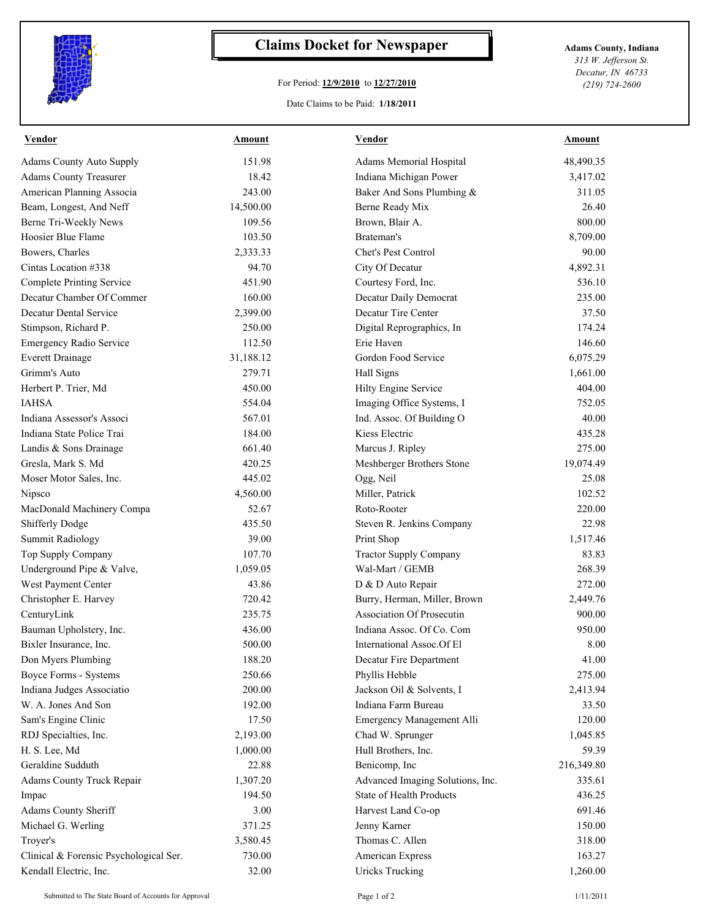# Claims Docket for Newspaper

For Period: **12/9/2010** to **12/27/2010**

Date Claims to be Paid: **1/18/2011**

**Adams County, Indiana**
*313 W. Jefferson St.*
*Decatur, IN 46733*
*(219) 724-2600*

| Vendor | Amount | Vendor | Amount |
|---|---|---|---|
| Adams County Auto Supply | 151.98 | Adams Memorial Hospital | 48,490.35 |
| Adams County Treasurer | 18.42 | Indiana Michigan Power | 3,417.02 |
| American Planning Associa | 243.00 | Baker And Sons Plumbing & | 311.05 |
| Beam, Longest, And Neff | 14,500.00 | Berne Ready Mix | 26.40 |
| Berne Tri-Weekly News | 109.56 | Brown, Blair A. | 800.00 |
| Hoosier Blue Flame | 103.50 | Brateman's | 8,709.00 |
| Bowers, Charles | 2,333.33 | Chet's Pest Control | 90.00 |
| Cintas Location #338 | 94.70 | City Of Decatur | 4,892.31 |
| Complete Printing Service | 451.90 | Courtesy Ford, Inc. | 536.10 |
| Decatur Chamber Of Commer | 160.00 | Decatur Daily Democrat | 235.00 |
| Decatur Dental Service | 2,399.00 | Decatur Tire Center | 37.50 |
| Stimpson, Richard P. | 250.00 | Digital Reprographics, In | 174.24 |
| Emergency Radio Service | 112.50 | Erie Haven | 146.60 |
| Everett Drainage | 31,188.12 | Gordon Food Service | 6,075.29 |
| Grimm's Auto | 279.71 | Hall Signs | 1,661.00 |
| Herbert P. Trier, Md | 450.00 | Hilty Engine Service | 404.00 |
| IAHSA | 554.04 | Imaging Office Systems, I | 752.05 |
| Indiana Assessor's Associ | 567.01 | Ind. Assoc. Of Building O | 40.00 |
| Indiana State Police Trai | 184.00 | Kiess Electric | 435.28 |
| Landis & Sons Drainage | 661.40 | Marcus J. Ripley | 275.00 |
| Gresla, Mark S. Md | 420.25 | Meshberger Brothers Stone | 19,074.49 |
| Moser Motor Sales, Inc. | 445.02 | Ogg, Neil | 25.08 |
| Nipsco | 4,560.00 | Miller, Patrick | 102.52 |
| MacDonald Machinery Compa | 52.67 | Roto-Rooter | 220.00 |
| Shifferly Dodge | 435.50 | Steven R. Jenkins Company | 22.98 |
| Summit Radiology | 39.00 | Print Shop | 1,517.46 |
| Top Supply Company | 107.70 | Tractor Supply Company | 83.83 |
| Underground Pipe & Valve, | 1,059.05 | Wal-Mart / GEMB | 268.39 |
| West Payment Center | 43.86 | D & D Auto Repair | 272.00 |
| Christopher E. Harvey | 720.42 | Burry, Herman, Miller, Brown | 2,449.76 |
| CenturyLink | 235.75 | Association Of Prosecutin | 900.00 |
| Bauman Upholstery, Inc. | 436.00 | Indiana Assoc. Of Co. Com | 950.00 |
| Bixler Insurance, Inc. | 500.00 | International Assoc.Of El | 8.00 |
| Don Myers Plumbing | 188.20 | Decatur Fire Department | 41.00 |
| Boyce Forms - Systems | 250.66 | Phyllis Hebble | 275.00 |
| Indiana Judges Associatio | 200.00 | Jackson Oil & Solvents, I | 2,413.94 |
| W. A. Jones And Son | 192.00 | Indiana Farm Bureau | 33.50 |
| Sam's Engine Clinic | 17.50 | Emergency Management Alli | 120.00 |
| RDJ Specialties, Inc. | 2,193.00 | Chad W. Sprunger | 1,045.85 |
| H. S. Lee, Md | 1,000.00 | Hull Brothers, Inc. | 59.39 |
| Geraldine Sudduth | 22.88 | Benicomp, Inc | 216,349.80 |
| Adams County Truck Repair | 1,307.20 | Advanced Imaging Solutions, Inc. | 335.61 |
| Impac | 194.50 | State of Health Products | 436.25 |
| Adams County Sheriff | 3.00 | Harvest Land Co-op | 691.46 |
| Michael G. Werling | 371.25 | Jenny Karner | 150.00 |
| Troyer's | 3,580.45 | Thomas C. Allen | 318.00 |
| Clinical & Forensic Psychological Ser. | 730.00 | American Express | 163.27 |
| Kendall Electric, Inc. | 32.00 | Uricks Trucking | 1,260.00 |

Submitted to The State Board of Accounts for Approval

1/11/2011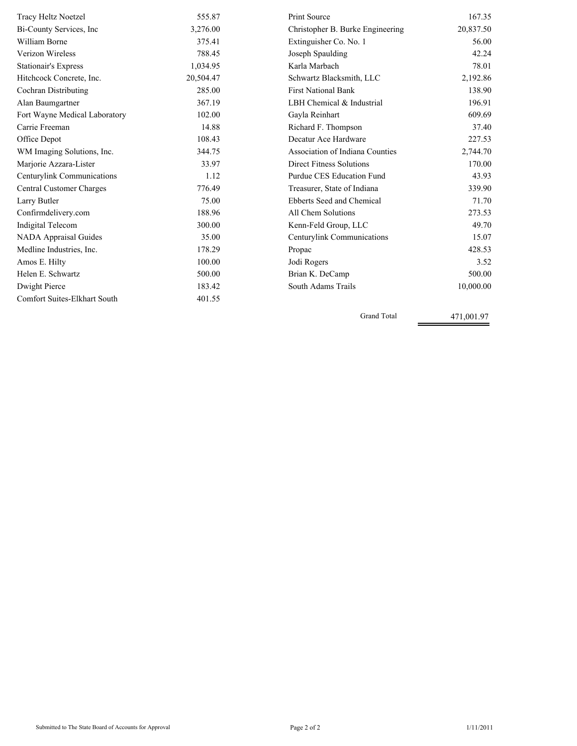| | | | |
|---|---|---|---|
| Tracy Heltz Noetzel | 555.87 | Print Source | 167.35 |
| Bi-County Services, Inc | 3,276.00 | Christopher B. Burke Engineering | 20,837.50 |
| William Borne | 375.41 | Extinguisher Co. No. 1 | 56.00 |
| Verizon Wireless | 788.45 | Joseph Spaulding | 42.24 |
| Stationair's Express | 1,034.95 | Karla Marbach | 78.01 |
| Hitchcock Concrete, Inc. | 20,504.47 | Schwartz Blacksmith, LLC | 2,192.86 |
| Cochran Distributing | 285.00 | First National Bank | 138.90 |
| Alan Baumgartner | 367.19 | LBH Chemical & Industrial | 196.91 |
| Fort Wayne Medical Laboratory | 102.00 | Gayla Reinhart | 609.69 |
| Carrie Freeman | 14.88 | Richard F. Thompson | 37.40 |
| Office Depot | 108.43 | Decatur Ace Hardware | 227.53 |
| WM Imaging Solutions, Inc. | 344.75 | Association of Indiana Counties | 2,744.70 |
| Marjorie Azzara-Lister | 33.97 | Direct Fitness Solutions | 170.00 |
| Centurylink Communications | 1.12 | Purdue CES Education Fund | 43.93 |
| Central Customer Charges | 776.49 | Treasurer, State of Indiana | 339.90 |
| Larry Butler | 75.00 | Ebberts Seed and Chemical | 71.70 |
| Confirmdelivery.com | 188.96 | All Chem Solutions | 273.53 |
| Indigital Telecom | 300.00 | Kenn-Feld Group, LLC | 49.70 |
| NADA Appraisal Guides | 35.00 | Centurylink Communications | 15.07 |
| Medline Industries, Inc. | 178.29 | Propac | 428.53 |
| Amos E. Hilty | 100.00 | Jodi Rogers | 3.52 |
| Helen E. Schwartz | 500.00 | Brian K. DeCamp | 500.00 |
| Dwight Pierce | 183.42 | South Adams Trails | 10,000.00 |
| Comfort Suites-Elkhart South | 401.55 | | |
| | | Grand Total | 471,001.97 |

Submitted to The State Board of Accounts for Approval

1/11/2011